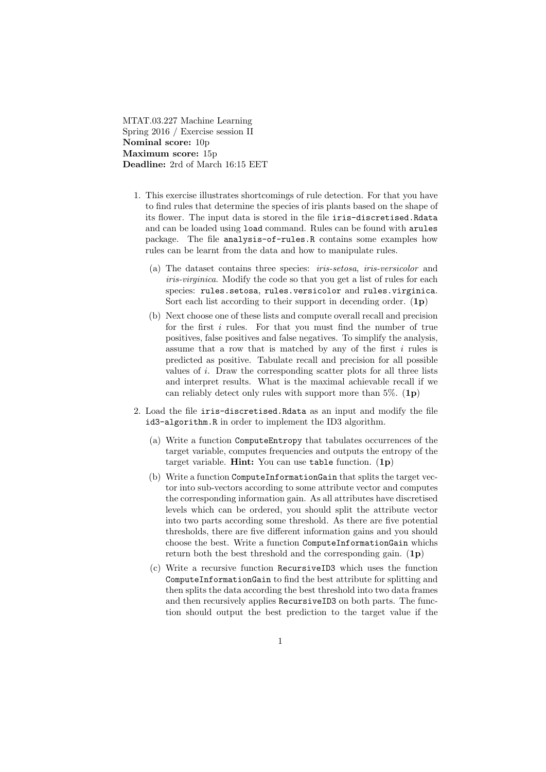MTAT.03.227 Machine Learning
Spring 2016 / Exercise session II
**Nominal score:** 10p
**Maximum score:** 15p
**Deadline:** 2rd of March 16:15 EET

1. This exercise illustrates shortcomings of rule detection. For that you have to find rules that determine the species of iris plants based on the shape of its flower. The input data is stored in the file `iris-discretised.Rdata` and can be loaded using `load` command. Rules can be found with `arules` package. The file `analysis-of-rules.R` contains some examples how rules can be learnt from the data and how to manipulate rules.

   (a) The dataset contains three species: *iris-setosa*, *iris-versicolor* and *iris-virginica*. Modify the code so that you get a list of rules for each species: `rules.setosa`, `rules.versicolor` and `rules.virginica`. Sort each list according to their support in decending order. (**1p**)

   (b) Next choose one of these lists and compute overall recall and precision for the first $i$ rules. For that you must find the number of true positives, false positives and false negatives. To simplify the analysis, assume that a row that is matched by any of the first $i$ rules is predicted as positive. Tabulate recall and precision for all possible values of $i$. Draw the corresponding scatter plots for all three lists and interpret results. What is the maximal achievable recall if we can reliably detect only rules with support more than 5%. (**1p**)

2. Load the file `iris-discretised.Rdata` as an input and modify the file `id3-algorithm.R` in order to implement the ID3 algorithm.

   (a) Write a function `ComputeEntropy` that tabulates occurrences of the target variable, computes frequencies and outputs the entropy of the target variable. **Hint:** You can use `table` function. (**1p**)

   (b) Write a function `ComputeInformationGain` that splits the target vector into sub-vectors according to some attribute vector and computes the corresponding information gain. As all attributes have discretised levels which can be ordered, you should split the attribute vector into two parts according some threshold. As there are five potential thresholds, there are five different information gains and you should choose the best. Write a function `ComputeInformationGain` whichs return both the best threshold and the corresponding gain. (**1p**)

   (c) Write a recursive function `RecursiveID3` which uses the function `ComputeInformationGain` to find the best attribute for splitting and then splits the data according the best threshold into two data frames and then recursively applies `RecursiveID3` on both parts. The function should output the best prediction to the target value if the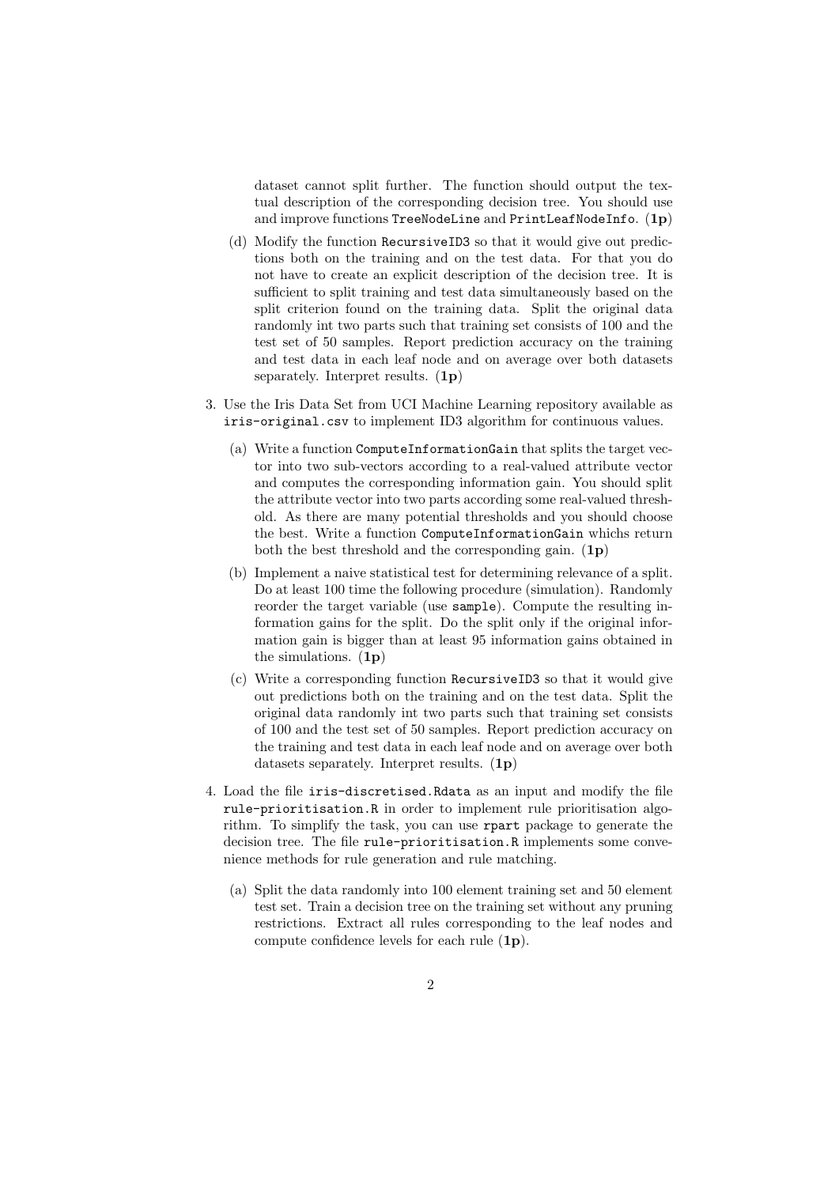dataset cannot split further. The function should output the textual description of the corresponding decision tree. You should use and improve functions `TreeNodeLine` and `PrintLeafNodeInfo`. (**1p**)

(d) Modify the function `RecursiveID3` so that it would give out predictions both on the training and on the test data. For that you do not have to create an explicit description of the decision tree. It is sufficient to split training and test data simultaneously based on the split criterion found on the training data. Split the original data randomly int two parts such that training set consists of 100 and the test set of 50 samples. Report prediction accuracy on the training and test data in each leaf node and on average over both datasets separately. Interpret results. (**1p**)

3. Use the Iris Data Set from UCI Machine Learning repository available as `iris-original.csv` to implement ID3 algorithm for continuous values.

   (a) Write a function `ComputeInformationGain` that splits the target vector into two sub-vectors according to a real-valued attribute vector and computes the corresponding information gain. You should split the attribute vector into two parts according some real-valued threshold. As there are many potential thresholds and you should choose the best. Write a function `ComputeInformationGain` whichs return both the best threshold and the corresponding gain. (**1p**)

   (b) Implement a naive statistical test for determining relevance of a split. Do at least 100 time the following procedure (simulation). Randomly reorder the target variable (use `sample`). Compute the resulting information gains for the split. Do the split only if the original information gain is bigger than at least 95 information gains obtained in the simulations. (**1p**)

   (c) Write a corresponding function `RecursiveID3` so that it would give out predictions both on the training and on the test data. Split the original data randomly int two parts such that training set consists of 100 and the test set of 50 samples. Report prediction accuracy on the training and test data in each leaf node and on average over both datasets separately. Interpret results. (**1p**)

4. Load the file `iris-discretised.Rdata` as an input and modify the file `rule-prioritisation.R` in order to implement rule prioritisation algorithm. To simplify the task, you can use `rpart` package to generate the decision tree. The file `rule-prioritisation.R` implements some convenience methods for rule generation and rule matching.

   (a) Split the data randomly into 100 element training set and 50 element test set. Train a decision tree on the training set without any pruning restrictions. Extract all rules corresponding to the leaf nodes and compute confidence levels for each rule (**1p**).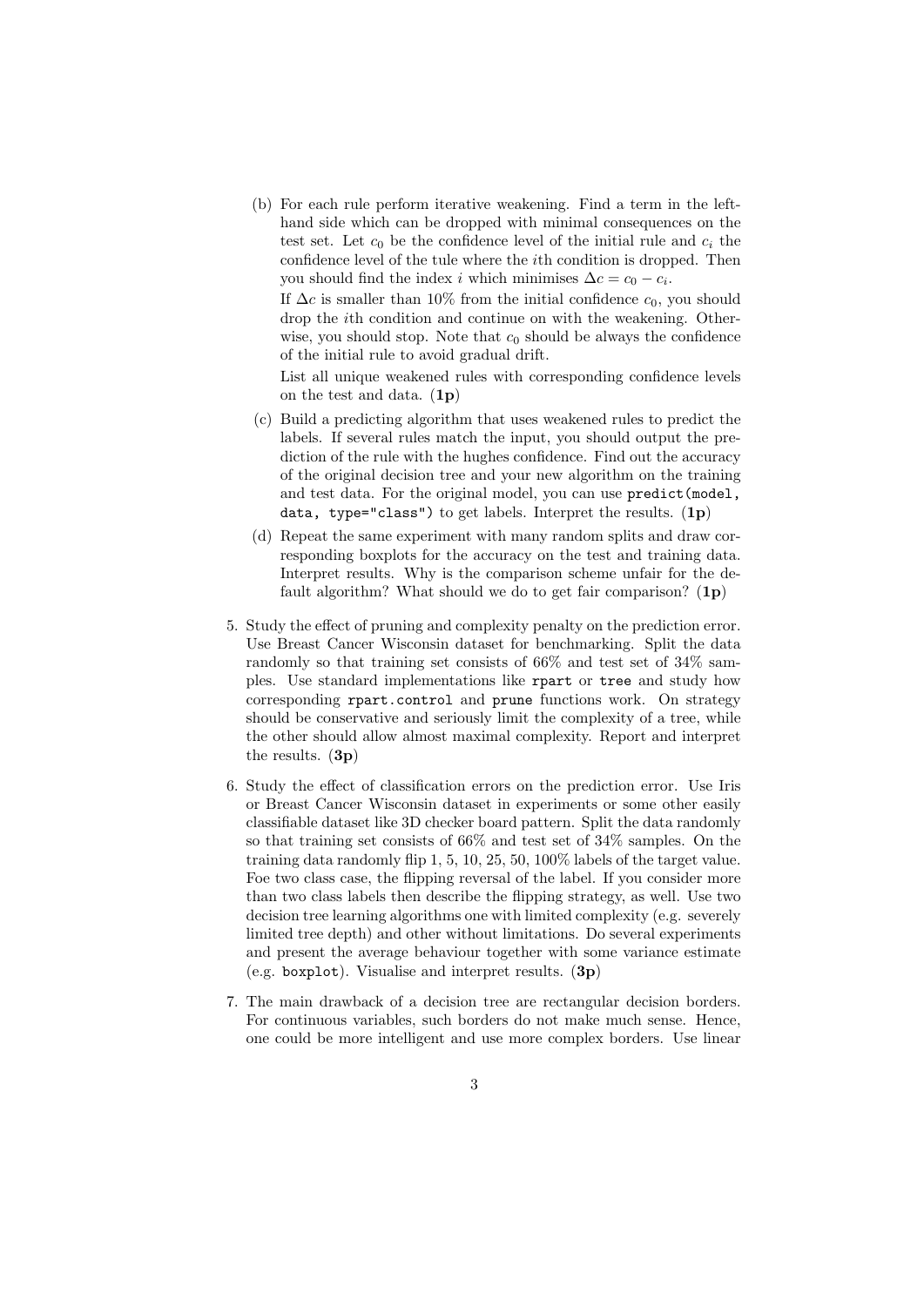(b) For each rule perform iterative weakening. Find a term in the left-hand side which can be dropped with minimal consequences on the test set. Let $c_0$ be the confidence level of the initial rule and $c_i$ the confidence level of the tule where the $i$th condition is dropped. Then you should find the index $i$ which minimises $\Delta c = c_0 - c_i$.

If $\Delta c$ is smaller than 10% from the initial confidence $c_0$, you should drop the $i$th condition and continue on with the weakening. Otherwise, you should stop. Note that $c_0$ should be always the confidence of the initial rule to avoid gradual drift.

List all unique weakened rules with corresponding confidence levels on the test and data. (**1p**)

(c) Build a predicting algorithm that uses weakened rules to predict the labels. If several rules match the input, you should output the prediction of the rule with the hughes confidence. Find out the accuracy of the original decision tree and your new algorithm on the training and test data. For the original model, you can use `predict(model, data, type="class")` to get labels. Interpret the results. (**1p**)

(d) Repeat the same experiment with many random splits and draw corresponding boxplots for the accuracy on the test and training data. Interpret results. Why is the comparison scheme unfair for the default algorithm? What should we do to get fair comparison? (**1p**)

5. Study the effect of pruning and complexity penalty on the prediction error. Use Breast Cancer Wisconsin dataset for benchmarking. Split the data randomly so that training set consists of 66% and test set of 34% samples. Use standard implementations like `rpart` or `tree` and study how corresponding `rpart.control` and `prune` functions work. On strategy should be conservative and seriously limit the complexity of a tree, while the other should allow almost maximal complexity. Report and interpret the results. (**3p**)

6. Study the effect of classification errors on the prediction error. Use Iris or Breast Cancer Wisconsin dataset in experiments or some other easily classifiable dataset like 3D checker board pattern. Split the data randomly so that training set consists of 66% and test set of 34% samples. On the training data randomly flip 1, 5, 10, 25, 50, 100% labels of the target value. Foe two class case, the flipping reversal of the label. If you consider more than two class labels then describe the flipping strategy, as well. Use two decision tree learning algorithms one with limited complexity (e.g. severely limited tree depth) and other without limitations. Do several experiments and present the average behaviour together with some variance estimate (e.g. `boxplot`). Visualise and interpret results. (**3p**)

7. The main drawback of a decision tree are rectangular decision borders. For continuous variables, such borders do not make much sense. Hence, one could be more intelligent and use more complex borders. Use linear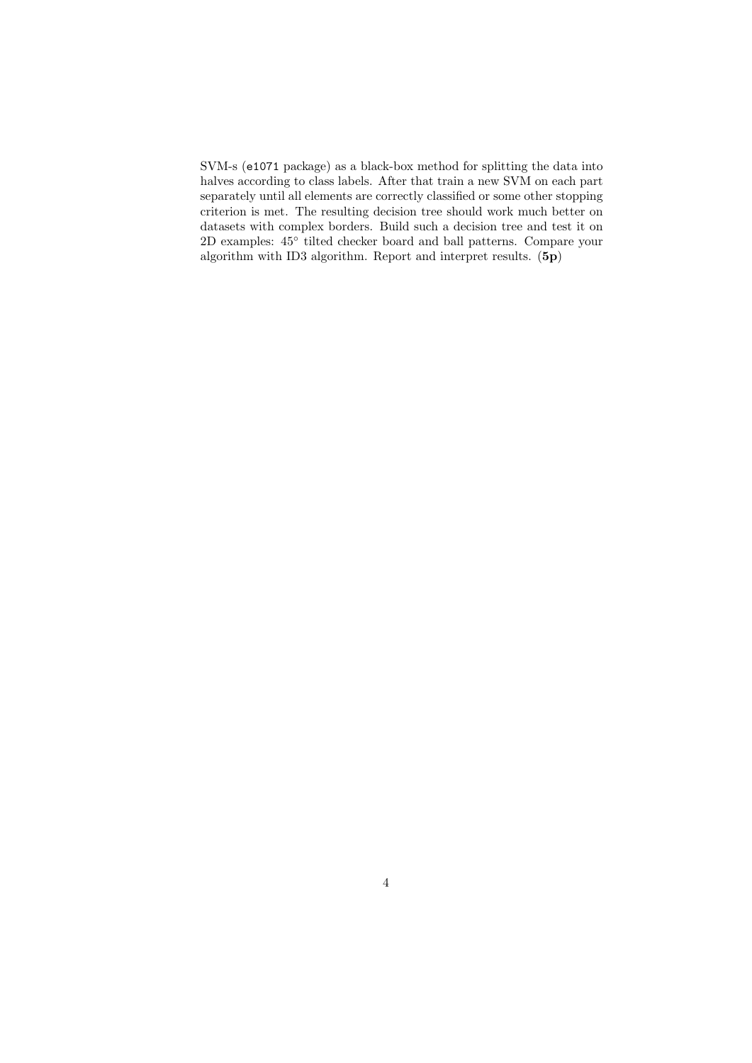SVM-s (`e1071` package) as a black-box method for splitting the data into halves according to class labels. After that train a new SVM on each part separately until all elements are correctly classified or some other stopping criterion is met. The resulting decision tree should work much better on datasets with complex borders. Build such a decision tree and test it on 2D examples: $45^\circ$ tilted checker board and ball patterns. Compare your algorithm with ID3 algorithm. Report and interpret results. (**5p**)